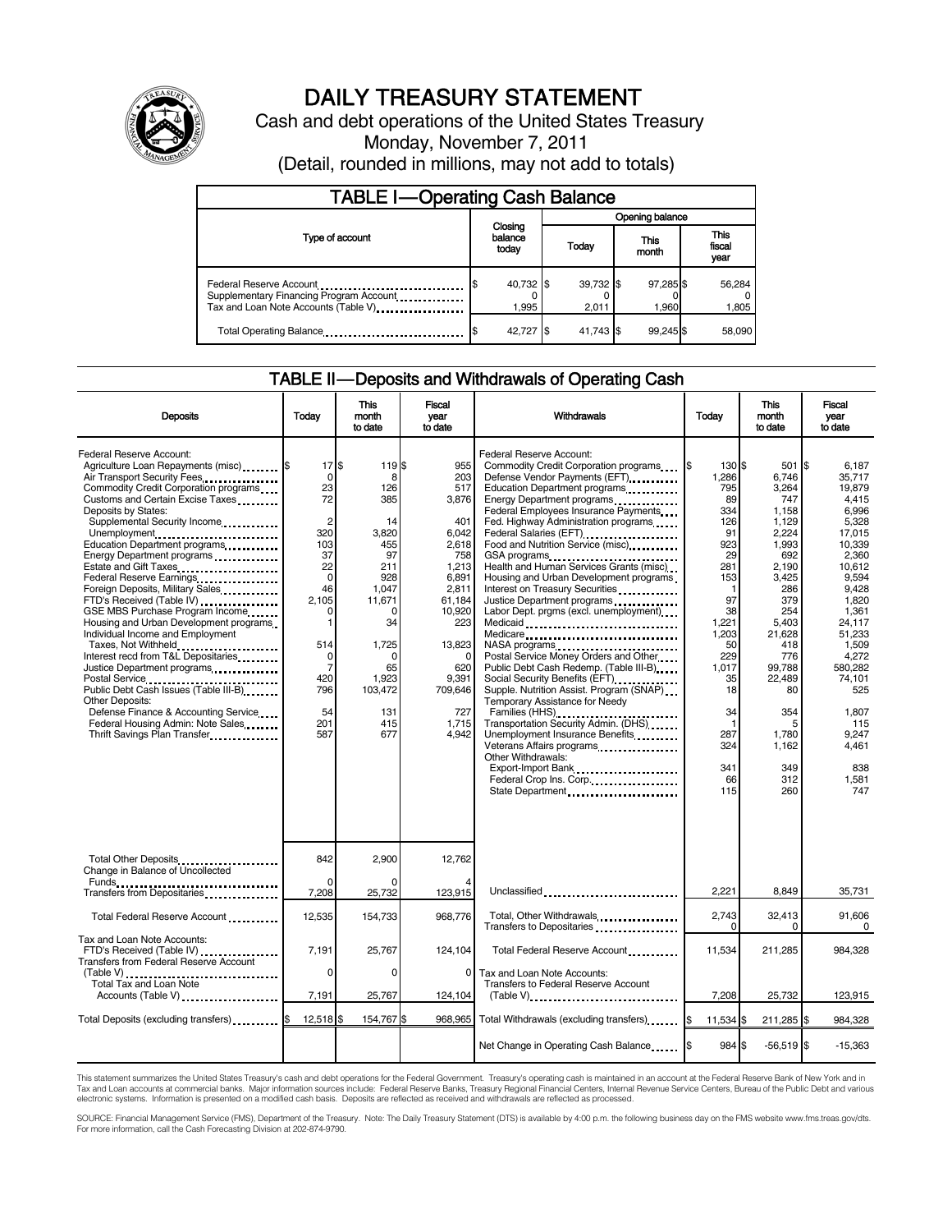# DAILY TREASURY STATEMENT

Cash and debt operations of the United States Treasury

Monday, November 7, 2011

(Detail, rounded in millions, may not add to totals)

## TABLE I—Operating Cash Balance

| Type of account | Closing balance today | Opening balance Today | Opening balance This month | Opening balance This fiscal year |
|---|---|---|---|---|
| Federal Reserve Account | $ 40,732 | $ 39,732 | $ 97,285 | $ 56,284 |
| Supplementary Financing Program Account | 0 | 0 | 0 | 0 |
| Tax and Loan Note Accounts (Table V) | 1,995 | 2,011 | 1,960 | 1,805 |
| Total Operating Balance | $ 42,727 | $ 41,743 | $ 99,245 | $ 58,090 |

## TABLE II—Deposits and Withdrawals of Operating Cash

| Deposits | Today | This month to date | Fiscal year to date |
|---|---|---|---|
| Federal Reserve Account: | | | |
| Agriculture Loan Repayments (misc) | $ 17 | $ 119 | $ 955 |
| Air Transport Security Fees | 0 | 8 | 203 |
| Commodity Credit Corporation programs | 23 | 126 | 517 |
| Customs and Certain Excise Taxes | 72 | 385 | 3,876 |
| Deposits by States: | | | |
| Supplemental Security Income | 2 | 14 | 401 |
| Unemployment | 320 | 3,820 | 6,042 |
| Education Department programs | 103 | 455 | 2,618 |
| Energy Department programs | 37 | 97 | 758 |
| Estate and Gift Taxes | 22 | 211 | 1,213 |
| Federal Reserve Earnings | 0 | 928 | 6,891 |
| Foreign Deposits, Military Sales | 46 | 1,047 | 2,811 |
| FTD's Received (Table IV) | 2,105 | 11,671 | 61,184 |
| GSE MBS Purchase Program Income | 0 | 0 | 10,920 |
| Housing and Urban Development programs | 1 | 34 | 223 |
| Individual Income and Employment Taxes, Not Withheld | 514 | 1,725 | 13,823 |
| Interest recd from T&L Depositaries | 0 | 0 | 0 |
| Justice Department programs | 7 | 65 | 620 |
| Postal Service | 420 | 1,923 | 9,391 |
| Public Debt Cash Issues (Table III-B) | 796 | 103,472 | 709,646 |
| Other Deposits: | | | |
| Defense Finance & Accounting Service | 54 | 131 | 727 |
| Federal Housing Admin: Note Sales | 201 | 415 | 1,715 |
| Thrift Savings Plan Transfer | 587 | 677 | 4,942 |
| Total Other Deposits | 842 | 2,900 | 12,762 |
| Change in Balance of Uncollected Funds | 0 | 0 | 4 |
| Transfers from Depositaries | 7,208 | 25,732 | 123,915 |
| Total Federal Reserve Account | 12,535 | 154,733 | 968,776 |
| Tax and Loan Note Accounts: | | | |
| FTD's Received (Table IV) | 7,191 | 25,767 | 124,104 |
| Transfers from Federal Reserve Account (Table V) | 0 | 0 | 0 |
| Total Tax and Loan Note Accounts (Table V) | 7,191 | 25,767 | 124,104 |
| Total Deposits (excluding transfers) | $ 12,518 | $ 154,767 | $ 968,965 |

| Withdrawals | Today | This month to date | Fiscal year to date |
|---|---|---|---|
| Federal Reserve Account: | | | |
| Commodity Credit Corporation programs | $ 130 | $ 501 | $ 6,187 |
| Defense Vendor Payments (EFT) | 1,286 | 6,746 | 35,717 |
| Education Department programs | 795 | 3,264 | 19,879 |
| Energy Department programs | 89 | 747 | 4,415 |
| Federal Employees Insurance Payments | 334 | 1,158 | 6,996 |
| Fed. Highway Administration programs | 126 | 1,129 | 5,328 |
| Federal Salaries (EFT) | 91 | 2,224 | 17,015 |
| Food and Nutrition Service (misc) | 923 | 1,993 | 10,339 |
| GSA programs | 29 | 692 | 2,360 |
| Health and Human Services Grants (misc) | 281 | 2,190 | 10,612 |
| Housing and Urban Development programs | 153 | 3,425 | 9,594 |
| Interest on Treasury Securities | 1 | 286 | 9,428 |
| Justice Department programs | 97 | 379 | 1,820 |
| Labor Dept. prgms (excl. unemployment) | 38 | 254 | 1,361 |
| Medicaid | 1,221 | 5,403 | 24,117 |
| Medicare | 1,203 | 21,628 | 51,233 |
| NASA programs | 50 | 418 | 1,509 |
| Postal Service Money Orders and Other | 229 | 776 | 4,272 |
| Public Debt Cash Redemp. (Table III-B) | 1,017 | 99,788 | 580,282 |
| Social Security Benefits (EFT) | 35 | 22,489 | 74,101 |
| Supple. Nutrition Assist. Program (SNAP) | 18 | 80 | 525 |
| Temporary Assistance for Needy Families (HHS) | 34 | 354 | 1,807 |
| Transportation Security Admin. (DHS) | 1 | 5 | 115 |
| Unemployment Insurance Benefits | 287 | 1,780 | 9,247 |
| Veterans Affairs programs | 324 | 1,162 | 4,461 |
| Other Withdrawals: | | | |
| Export-Import Bank | 341 | 349 | 838 |
| Federal Crop Ins. Corp. | 66 | 312 | 1,581 |
| State Department | 115 | 260 | 747 |
| Unclassified | 2,221 | 8,849 | 35,731 |
| Total, Other Withdrawals | 2,743 | 32,413 | 91,606 |
| Transfers to Depositaries | 0 | 0 | 0 |
| Total Federal Reserve Account | 11,534 | 211,285 | 984,328 |
| Tax and Loan Note Accounts: | | | |
| Transfers to Federal Reserve Account (Table V) | 7,208 | 25,732 | 123,915 |
| Total Withdrawals (excluding transfers) | $ 11,534 | $ 211,285 | $ 984,328 |
| Net Change in Operating Cash Balance | $ 984 | $ -56,519 | $ -15,363 |

This statement summarizes the United States Treasury's cash and debt operations for the Federal Government. Treasury's operating cash is maintained in an account at the Federal Reserve Bank of New York and in Tax and Loan accounts at commercial banks. Major information sources include: Federal Reserve Banks, Treasury Regional Financial Centers, Internal Revenue Service Centers, Bureau of the Public Debt and various electronic systems. Information is presented on a modified cash basis. Deposits are reflected as received and withdrawals are reflected as processed.

SOURCE: Financial Management Service (FMS), Department of the Treasury. Note: The Daily Treasury Statement (DTS) is available by 4:00 p.m. the following business day on the FMS website www.fms.treas.gov/dts. For more information, call the Cash Forecasting Division at 202-874-9790.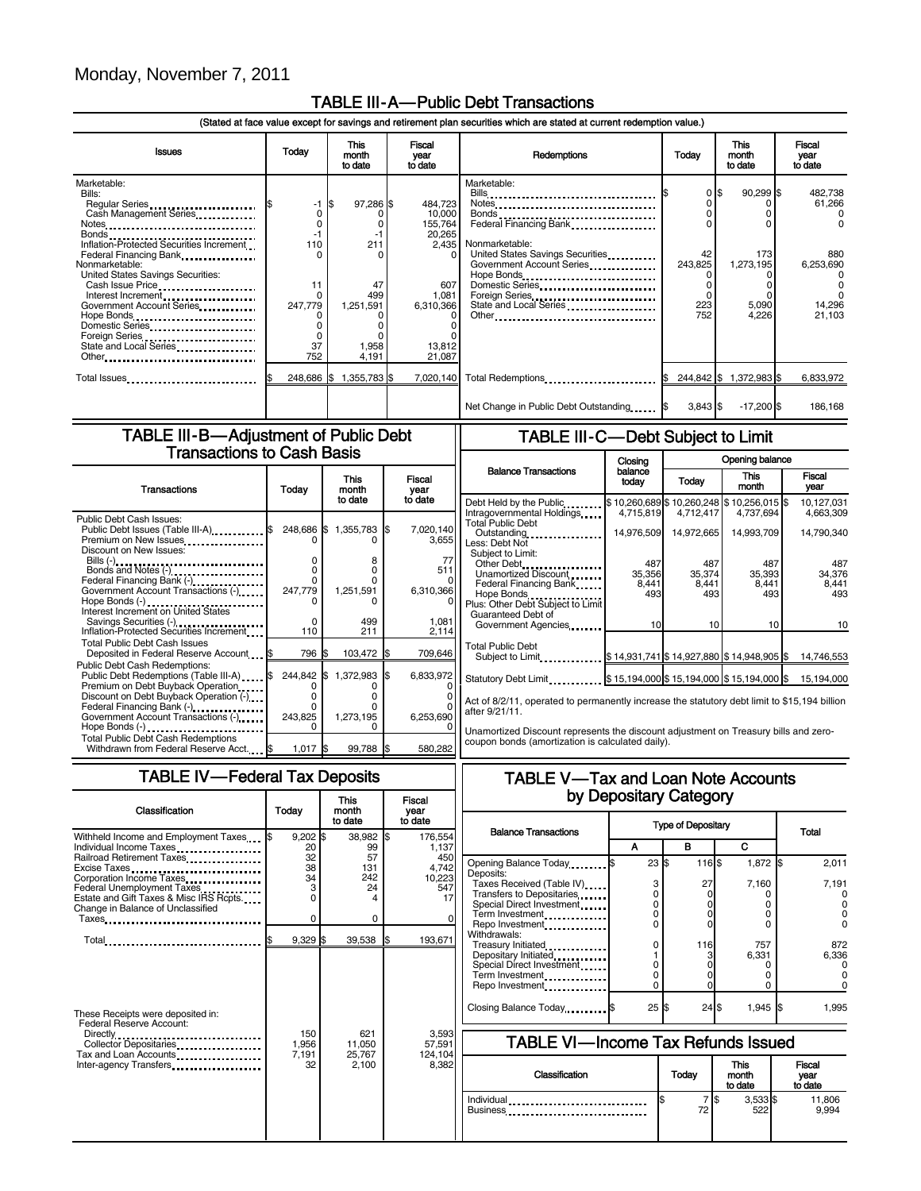Monday, November 7, 2011

## TABLE III-A—Public Debt Transactions

(Stated at face value except for savings and retirement plan securities which are stated at current redemption value.)

| Issues | Today | This month to date | Fiscal year to date |
|---|---|---|---|
| Marketable: | | | |
| Bills: | | | |
| Regular Series | $ -1 | $ 97,286 | $ 484,723 |
| Cash Management Series | 0 | 0 | 10,000 |
| Notes | 0 | 0 | 155,764 |
| Bonds | -1 | -1 | 20,265 |
| Inflation-Protected Securities Increment | 110 | 211 | 2,435 |
| Federal Financing Bank | 0 | 0 | 0 |
| Nonmarketable: | | | |
| United States Savings Securities: | | | |
| Cash Issue Price | 11 | 47 | 607 |
| Interest Increment | 0 | 499 | 1,081 |
| Government Account Series | 247,779 | 1,251,591 | 6,310,366 |
| Hope Bonds | 0 | 0 | 0 |
| Domestic Series | 0 | 0 | 0 |
| Foreign Series | 0 | 0 | 0 |
| State and Local Series | 37 | 1,958 | 13,812 |
| Other | 752 | 4,191 | 21,087 |
| Total Issues | $ 248,686 | $ 1,355,783 | $ 7,020,140 |

| Redemptions | Today | This month to date | Fiscal year to date |
|---|---|---|---|
| Marketable: | | | |
| Bills | $ 0 | $ 90,299 | $ 482,738 |
| Notes | 0 | 0 | 61,266 |
| Bonds | 0 | 0 | 0 |
| Federal Financing Bank | 0 | 0 | 0 |
| Nonmarketable: | | | |
| United States Savings Securities | 42 | 173 | 880 |
| Government Account Series | 243,825 | 1,273,195 | 6,253,690 |
| Hope Bonds | 0 | 0 | 0 |
| Domestic Series | 0 | 0 | 0 |
| Foreign Series | 0 | 0 | 0 |
| State and Local Series | 223 | 5,090 | 14,296 |
| Other | 752 | 4,226 | 21,103 |
| Total Redemptions | $ 244,842 | $ 1,372,983 | $ 6,833,972 |
| Net Change in Public Debt Outstanding | $ 3,843 | $ -17,200 | $ 186,168 |

## TABLE III-B—Adjustment of Public Debt Transactions to Cash Basis

| Transactions | Today | This month to date | Fiscal year to date |
|---|---|---|---|
| Public Debt Cash Issues: | | | |
| Public Debt Issues (Table III-A) | $ 248,686 | $ 1,355,783 | $ 7,020,140 |
| Premium on New Issues | 0 | 0 | 3,655 |
| Discount on New Issues: | | | |
| Bills (-) | 0 | 8 | 77 |
| Bonds and Notes (-) | 0 | 0 | 511 |
| Federal Financing Bank (-) | 0 | 0 | 0 |
| Government Account Transactions (-) | 247,779 | 1,251,591 | 6,310,366 |
| Hope Bonds (-) | 0 | 0 | 0 |
| Interest Increment on United States Savings Securities (-) | 0 | 499 | 1,081 |
| Inflation-Protected Securities Increment | 110 | 211 | 2,114 |
| Total Public Debt Cash Issues Deposited in Federal Reserve Account | $ 796 | $ 103,472 | $ 709,646 |
| Public Debt Cash Redemptions: | | | |
| Public Debt Redemptions (Table III-A) | $ 244,842 | $ 1,372,983 | $ 6,833,972 |
| Premium on Debt Buyback Operation | 0 | 0 | 0 |
| Discount on Debt Buyback Operation (-) | 0 | 0 | 0 |
| Federal Financing Bank (-) | 0 | 0 | 0 |
| Government Account Transactions (-) | 243,825 | 1,273,195 | 6,253,690 |
| Hope Bonds (-) | 0 | 0 | 0 |
| Total Public Debt Cash Redemptions Withdrawn from Federal Reserve Acct. | $ 1,017 | $ 99,788 | $ 580,282 |

## TABLE III-C—Debt Subject to Limit

| Balance Transactions | Closing balance today | Opening balance Today | Opening balance This month | Opening balance Fiscal year |
|---|---|---|---|---|
| Debt Held by the Public | $ 10,260,689 | $ 10,260,248 | $ 10,256,015 | $ 10,127,031 |
| Intragovernmental Holdings | 4,715,819 | 4,712,417 | 4,737,694 | 4,663,309 |
| Total Public Debt Outstanding | 14,976,509 | 14,972,665 | 14,993,709 | 14,790,340 |
| Less: Debt Not Subject to Limit: | | | | |
| Other Debt | 487 | 487 | 487 | 487 |
| Unamortized Discount | 35,356 | 35,374 | 35,393 | 34,376 |
| Federal Financing Bank | 8,441 | 8,441 | 8,441 | 8,441 |
| Hope Bonds | 493 | 493 | 493 | 493 |
| Plus: Other Debt Subject to Limit | | | | |
| Guaranteed Debt of Government Agencies | 10 | 10 | 10 | 10 |
| Total Public Debt Subject to Limit | $ 14,931,741 | $ 14,927,880 | $ 14,948,905 | $ 14,746,553 |
| Statutory Debt Limit | $ 15,194,000 | $ 15,194,000 | $ 15,194,000 | $ 15,194,000 |

Act of 8/2/11, operated to permanently increase the statutory debt limit to $15,194 billion after 9/21/11.

Unamortized Discount represents the discount adjustment on Treasury bills and zero-coupon bonds (amortization is calculated daily).

## TABLE IV—Federal Tax Deposits

| Classification | Today | This month to date | Fiscal year to date |
|---|---|---|---|
| Withheld Income and Employment Taxes | $ 9,202 | $ 38,982 | $ 176,554 |
| Individual Income Taxes | 20 | 99 | 1,137 |
| Railroad Retirement Taxes | 32 | 57 | 450 |
| Excise Taxes | 38 | 131 | 4,742 |
| Corporation Income Taxes | 34 | 242 | 10,223 |
| Federal Unemployment Taxes | 3 | 24 | 547 |
| Estate and Gift Taxes & Misc IRS Rcpts. | 0 | 4 | 17 |
| Change in Balance of Unclassified Taxes | 0 | 0 | 0 |
| Total | $ 9,329 | $ 39,538 | $ 193,671 |
| These Receipts were deposited in: | | | |
| Federal Reserve Account: | | | |
| Directly | 150 | 621 | 3,593 |
| Collector Depositaries | 1,956 | 11,050 | 57,591 |
| Tax and Loan Accounts | 7,191 | 25,767 | 124,104 |
| Inter-agency Transfers | 32 | 2,100 | 8,382 |

## TABLE V—Tax and Loan Note Accounts by Depositary Category

| Balance Transactions | Type of Depositary A | B | C | Total |
|---|---|---|---|---|
| Opening Balance Today | $ 23 | $ 116 | $ 1,872 | $ 2,011 |
| Deposits: | | | | |
| Taxes Received (Table IV) | 3 | 27 | 7,160 | 7,191 |
| Transfers to Depositaries | 0 | 0 | 0 | 0 |
| Special Direct Investment | 0 | 0 | 0 | 0 |
| Term Investment | 0 | 0 | 0 | 0 |
| Repo Investment | 0 | 0 | 0 | 0 |
| Withdrawals: | | | | |
| Treasury Initiated | 0 | 116 | 757 | 872 |
| Depositary Initiated | 1 | 3 | 6,331 | 6,336 |
| Special Direct Investment | 0 | 0 | 0 | 0 |
| Term Investment | 0 | 0 | 0 | 0 |
| Repo Investment | 0 | 0 | 0 | 0 |
| Closing Balance Today | $ 25 | $ 24 | $ 1,945 | $ 1,995 |

## TABLE VI—Income Tax Refunds Issued

| Classification | Today | This month to date | Fiscal year to date |
|---|---|---|---|
| Individual | $ 7 | $ 3,533 | $ 11,806 |
| Business | 72 | 522 | 9,994 |